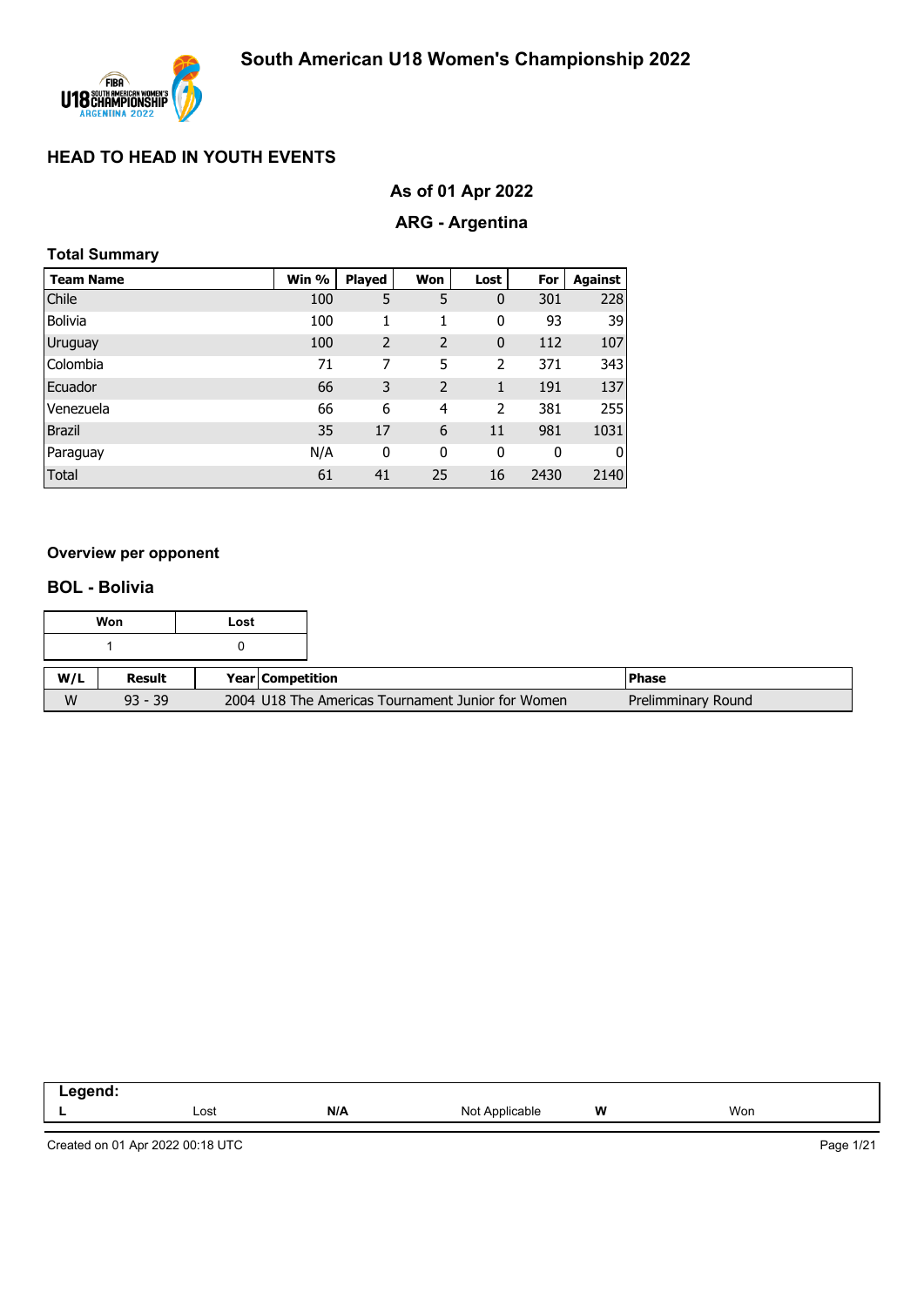# South American U18 Women's Championship 2022

## HEAD TO HEAD IN YOUTH EVENTS

### As of 01 Apr 2022

### ARG - Argentina

**Total Summary**

| Team Name | Win % | Played | Won | Lost | For | Against |
|---|---|---|---|---|---|---|
| Chile | 100 | 5 | 5 | 0 | 301 | 228 |
| Bolivia | 100 | 1 | 1 | 0 | 93 | 39 |
| Uruguay | 100 | 2 | 2 | 0 | 112 | 107 |
| Colombia | 71 | 7 | 5 | 2 | 371 | 343 |
| Ecuador | 66 | 3 | 2 | 1 | 191 | 137 |
| Venezuela | 66 | 6 | 4 | 2 | 381 | 255 |
| Brazil | 35 | 17 | 6 | 11 | 981 | 1031 |
| Paraguay | N/A | 0 | 0 | 0 | 0 | 0 |
| Total | 61 | 41 | 25 | 16 | 2430 | 2140 |

**Overview per opponent**

### BOL - Bolivia

| Won | Lost |
|---|---|
| 1 | 0 |

| W/L | Result | Year | Competition | Phase |
|---|---|---|---|---|
| W | 93 - 39 | 2004 | U18 The Americas Tournament Junior for Women | Preliminary Round |

| Legend: | | | | | |
|---|---|---|---|---|---|
| L | Lost | N/A | Not Applicable | W | Won |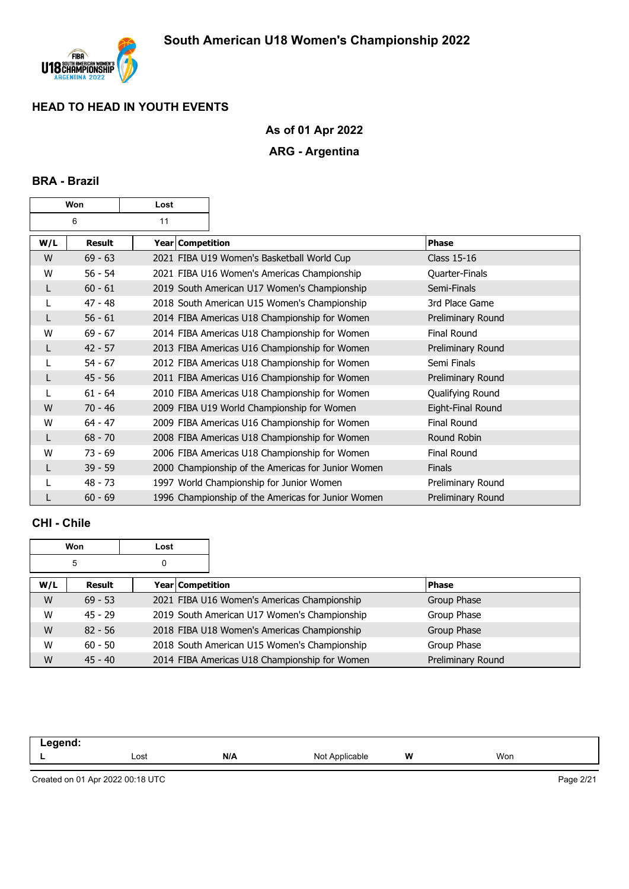# South American U18 Women's Championship 2022

## HEAD TO HEAD IN YOUTH EVENTS

**As of 01 Apr 2022**

**ARG - Argentina**

### BRA - Brazil

| Won | Lost |
|---|---|
| 6 | 11 |

| W/L | Result | Year | Competition | Phase |
|---|---|---|---|---|
| W | 69 - 63 | 2021 | FIBA U19 Women's Basketball World Cup | Class 15-16 |
| W | 56 - 54 | 2021 | FIBA U16 Women's Americas Championship | Quarter-Finals |
| L | 60 - 61 | 2019 | South American U17 Women's Championship | Semi-Finals |
| L | 47 - 48 | 2018 | South American U15 Women's Championship | 3rd Place Game |
| L | 56 - 61 | 2014 | FIBA Americas U18 Championship for Women | Preliminary Round |
| W | 69 - 67 | 2014 | FIBA Americas U18 Championship for Women | Final Round |
| L | 42 - 57 | 2013 | FIBA Americas U16 Championship for Women | Preliminary Round |
| L | 54 - 67 | 2012 | FIBA Americas U18 Championship for Women | Semi Finals |
| L | 45 - 56 | 2011 | FIBA Americas U16 Championship for Women | Preliminary Round |
| L | 61 - 64 | 2010 | FIBA Americas U18 Championship for Women | Qualifying Round |
| W | 70 - 46 | 2009 | FIBA U19 World Championship for Women | Eight-Final Round |
| W | 64 - 47 | 2009 | FIBA Americas U16 Championship for Women | Final Round |
| L | 68 - 70 | 2008 | FIBA Americas U18 Championship for Women | Round Robin |
| W | 73 - 69 | 2006 | FIBA Americas U18 Championship for Women | Final Round |
| L | 39 - 59 | 2000 | Championship of the Americas for Junior Women | Finals |
| L | 48 - 73 | 1997 | World Championship for Junior Women | Preliminary Round |
| L | 60 - 69 | 1996 | Championship of the Americas for Junior Women | Preliminary Round |

### CHI - Chile

| Won | Lost |
|---|---|
| 5 | 0 |

| W/L | Result | Year | Competition | Phase |
|---|---|---|---|---|
| W | 69 - 53 | 2021 | FIBA U16 Women's Americas Championship | Group Phase |
| W | 45 - 29 | 2019 | South American U17 Women's Championship | Group Phase |
| W | 82 - 56 | 2018 | FIBA U18 Women's Americas Championship | Group Phase |
| W | 60 - 50 | 2018 | South American U15 Women's Championship | Group Phase |
| W | 45 - 40 | 2014 | FIBA Americas U18 Championship for Women | Preliminary Round |

| Legend: | | | | | |
|---|---|---|---|---|---|
| L | Lost | N/A | Not Applicable | W | Won |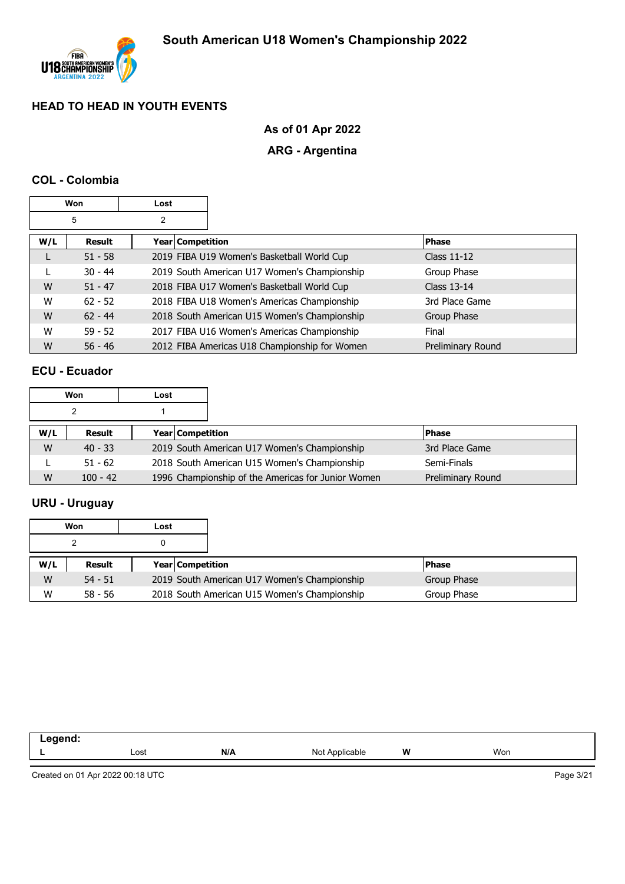# South American U18 Women's Championship 2022

## HEAD TO HEAD IN YOUTH EVENTS

### As of 01 Apr 2022

### ARG - Argentina

### COL - Colombia

| Won | Lost |
|---|---|
| 5 | 2 |

| W/L | Result | Year | Competition | Phase |
|---|---|---|---|---|
| L | 51 - 58 | 2019 | FIBA U19 Women's Basketball World Cup | Class 11-12 |
| L | 30 - 44 | 2019 | South American U17 Women's Championship | Group Phase |
| W | 51 - 47 | 2018 | FIBA U17 Women's Basketball World Cup | Class 13-14 |
| W | 62 - 52 | 2018 | FIBA U18 Women's Americas Championship | 3rd Place Game |
| W | 62 - 44 | 2018 | South American U15 Women's Championship | Group Phase |
| W | 59 - 52 | 2017 | FIBA U16 Women's Americas Championship | Final |
| W | 56 - 46 | 2012 | FIBA Americas U18 Championship for Women | Preliminary Round |

### ECU - Ecuador

| Won | Lost |
|---|---|
| 2 | 1 |

| W/L | Result | Year | Competition | Phase |
|---|---|---|---|---|
| W | 40 - 33 | 2019 | South American U17 Women's Championship | 3rd Place Game |
| L | 51 - 62 | 2018 | South American U15 Women's Championship | Semi-Finals |
| W | 100 - 42 | 1996 | Championship of the Americas for Junior Women | Preliminary Round |

### URU - Uruguay

| Won | Lost |
|---|---|
| 2 | 0 |

| W/L | Result | Year | Competition | Phase |
|---|---|---|---|---|
| W | 54 - 51 | 2019 | South American U17 Women's Championship | Group Phase |
| W | 58 - 56 | 2018 | South American U15 Women's Championship | Group Phase |

**Legend:**

| | | | | | |
|---|---|---|---|---|---|
| **L** | Lost | **N/A** | Not Applicable | **W** | Won |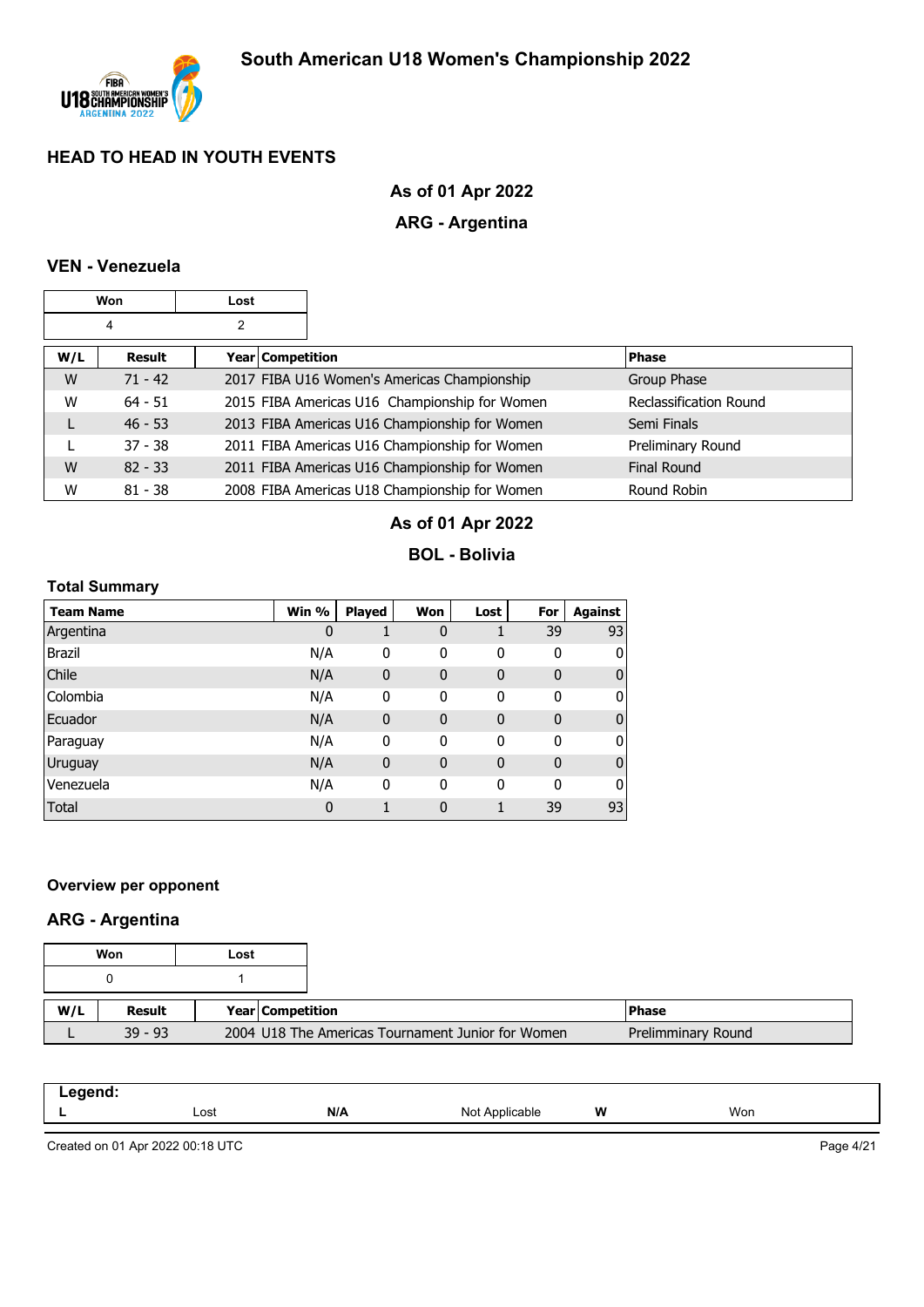# South American U18 Women's Championship 2022

## HEAD TO HEAD IN YOUTH EVENTS

### As of 01 Apr 2022

### ARG - Argentina

### VEN - Venezuela

| Won | Lost |
|---|---|
| 4 | 2 |

| W/L | Result | Year | Competition | Phase |
|---|---|---|---|---|
| W | 71 - 42 | 2017 | FIBA U16 Women's Americas Championship | Group Phase |
| W | 64 - 51 | 2015 | FIBA Americas U16 Championship for Women | Reclassification Round |
| L | 46 - 53 | 2013 | FIBA Americas U16 Championship for Women | Semi Finals |
| L | 37 - 38 | 2011 | FIBA Americas U16 Championship for Women | Preliminary Round |
| W | 82 - 33 | 2011 | FIBA Americas U16 Championship for Women | Final Round |
| W | 81 - 38 | 2008 | FIBA Americas U18 Championship for Women | Round Robin |

### As of 01 Apr 2022

### BOL - Bolivia

#### Total Summary

| Team Name | Win % | Played | Won | Lost | For | Against |
|---|---|---|---|---|---|---|
| Argentina | 0 | 1 | 0 | 1 | 39 | 93 |
| Brazil | N/A | 0 | 0 | 0 | 0 | 0 |
| Chile | N/A | 0 | 0 | 0 | 0 | 0 |
| Colombia | N/A | 0 | 0 | 0 | 0 | 0 |
| Ecuador | N/A | 0 | 0 | 0 | 0 | 0 |
| Paraguay | N/A | 0 | 0 | 0 | 0 | 0 |
| Uruguay | N/A | 0 | 0 | 0 | 0 | 0 |
| Venezuela | N/A | 0 | 0 | 0 | 0 | 0 |
| Total | 0 | 1 | 0 | 1 | 39 | 93 |

#### Overview per opponent

### ARG - Argentina

| Won | Lost |
|---|---|
| 0 | 1 |

| W/L | Result | Year | Competition | Phase |
|---|---|---|---|---|
| L | 39 - 93 | 2004 | U18 The Americas Tournament Junior for Women | Prelimminary Round |

**Legend:**

| L | Lost | N/A | Not Applicable | W | Won |
|---|---|---|---|---|---|

Created on 01 Apr 2022 00:18 UTC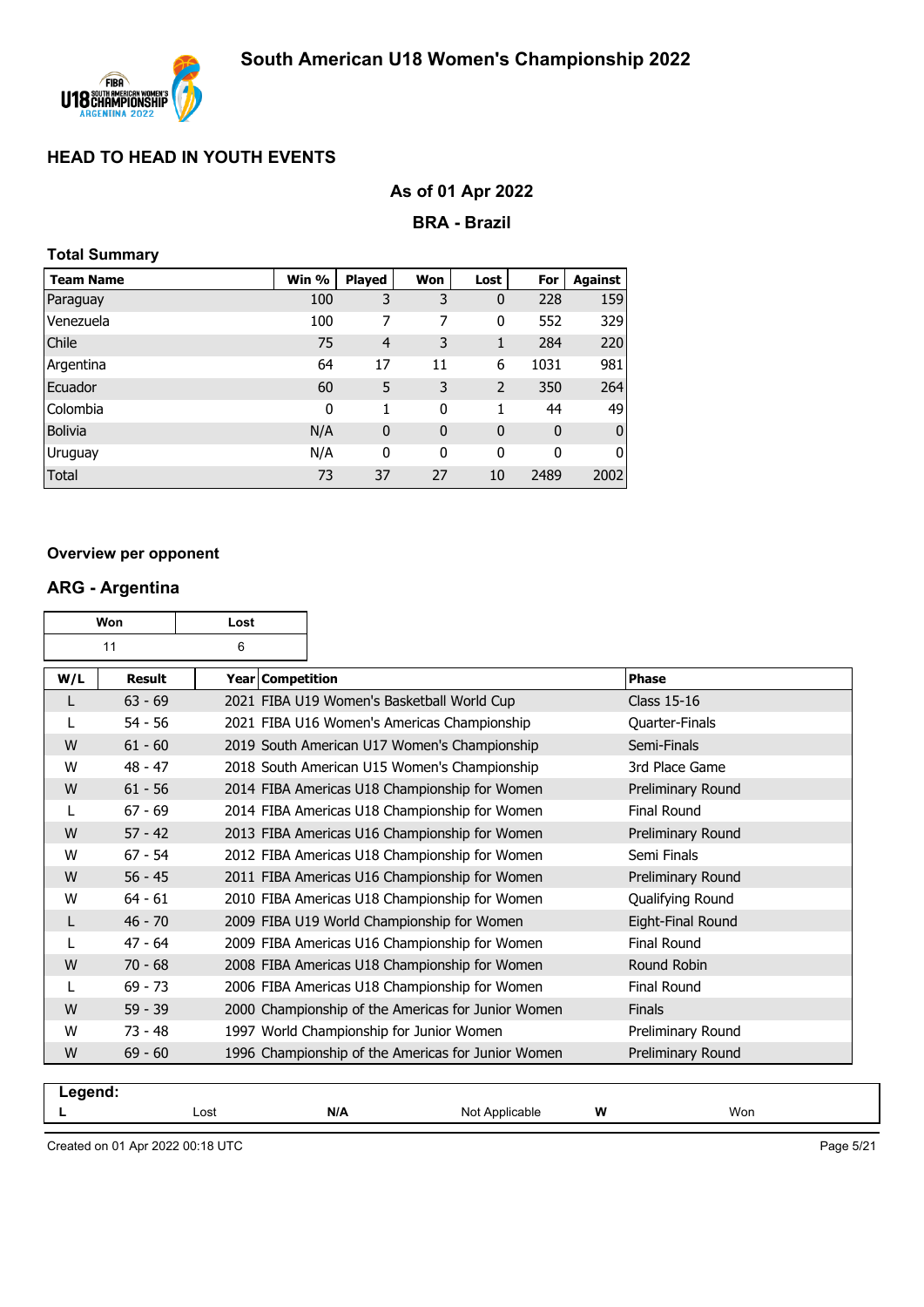# South American U18 Women's Championship 2022

## HEAD TO HEAD IN YOUTH EVENTS

### As of 01 Apr 2022

### BRA - Brazil

**Total Summary**

| Team Name | Win % | Played | Won | Lost | For | Against |
|---|---|---|---|---|---|---|
| Paraguay | 100 | 3 | 3 | 0 | 228 | 159 |
| Venezuela | 100 | 7 | 7 | 0 | 552 | 329 |
| Chile | 75 | 4 | 3 | 1 | 284 | 220 |
| Argentina | 64 | 17 | 11 | 6 | 1031 | 981 |
| Ecuador | 60 | 5 | 3 | 2 | 350 | 264 |
| Colombia | 0 | 1 | 0 | 1 | 44 | 49 |
| Bolivia | N/A | 0 | 0 | 0 | 0 | 0 |
| Uruguay | N/A | 0 | 0 | 0 | 0 | 0 |
| Total | 73 | 37 | 27 | 10 | 2489 | 2002 |

**Overview per opponent**

### ARG - Argentina

| Won | Lost |
|---|---|
| 11 | 6 |

| W/L | Result | Year | Competition | Phase |
|---|---|---|---|---|
| L | 63 - 69 | 2021 | FIBA U19 Women's Basketball World Cup | Class 15-16 |
| L | 54 - 56 | 2021 | FIBA U16 Women's Americas Championship | Quarter-Finals |
| W | 61 - 60 | 2019 | South American U17 Women's Championship | Semi-Finals |
| W | 48 - 47 | 2018 | South American U15 Women's Championship | 3rd Place Game |
| W | 61 - 56 | 2014 | FIBA Americas U18 Championship for Women | Preliminary Round |
| L | 67 - 69 | 2014 | FIBA Americas U18 Championship for Women | Final Round |
| W | 57 - 42 | 2013 | FIBA Americas U16 Championship for Women | Preliminary Round |
| W | 67 - 54 | 2012 | FIBA Americas U18 Championship for Women | Semi Finals |
| W | 56 - 45 | 2011 | FIBA Americas U16 Championship for Women | Preliminary Round |
| W | 64 - 61 | 2010 | FIBA Americas U18 Championship for Women | Qualifying Round |
| L | 46 - 70 | 2009 | FIBA U19 World Championship for Women | Eight-Final Round |
| L | 47 - 64 | 2009 | FIBA Americas U16 Championship for Women | Final Round |
| W | 70 - 68 | 2008 | FIBA Americas U18 Championship for Women | Round Robin |
| L | 69 - 73 | 2006 | FIBA Americas U18 Championship for Women | Final Round |
| W | 59 - 39 | 2000 | Championship of the Americas for Junior Women | Finals |
| W | 73 - 48 | 1997 | World Championship for Junior Women | Preliminary Round |
| W | 69 - 60 | 1996 | Championship of the Americas for Junior Women | Preliminary Round |

**Legend:**

| L | Lost | N/A | Not Applicable | W | Won |
|---|---|---|---|---|---|

Created on 01 Apr 2022 00:18 UTC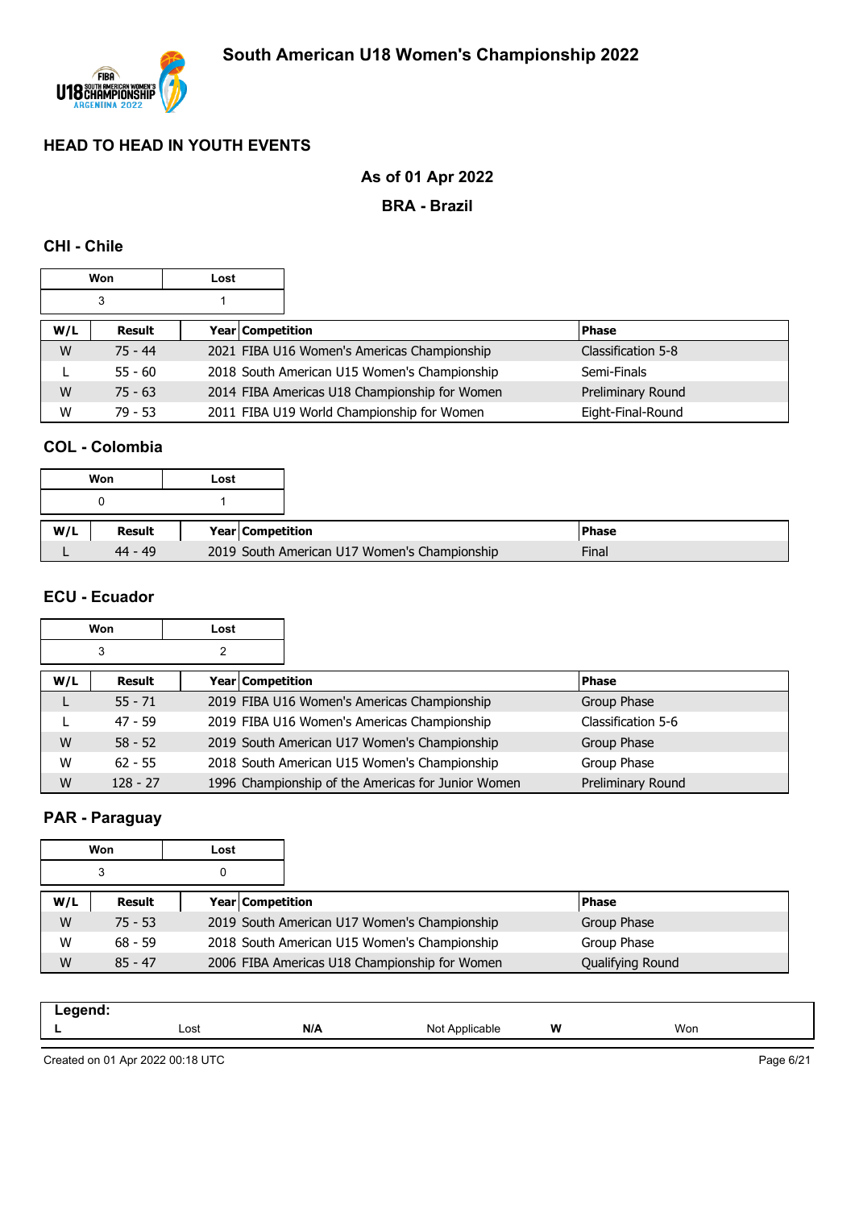# South American U18 Women's Championship 2022

## HEAD TO HEAD IN YOUTH EVENTS

**As of 01 Apr 2022**

**BRA - Brazil**

### CHI - Chile

| Won | Lost |
|---|---|
| 3 | 1 |

| W/L | Result | Year | Competition | Phase |
|---|---|---|---|---|
| W | 75 - 44 | 2021 | FIBA U16 Women's Americas Championship | Classification 5-8 |
| L | 55 - 60 | 2018 | South American U15 Women's Championship | Semi-Finals |
| W | 75 - 63 | 2014 | FIBA Americas U18 Championship for Women | Preliminary Round |
| W | 79 - 53 | 2011 | FIBA U19 World Championship for Women | Eight-Final-Round |

### COL - Colombia

| Won | Lost |
|---|---|
| 0 | 1 |

| W/L | Result | Year | Competition | Phase |
|---|---|---|---|---|
| L | 44 - 49 | 2019 | South American U17 Women's Championship | Final |

### ECU - Ecuador

| Won | Lost |
|---|---|
| 3 | 2 |

| W/L | Result | Year | Competition | Phase |
|---|---|---|---|---|
| L | 55 - 71 | 2019 | FIBA U16 Women's Americas Championship | Group Phase |
| L | 47 - 59 | 2019 | FIBA U16 Women's Americas Championship | Classification 5-6 |
| W | 58 - 52 | 2019 | South American U17 Women's Championship | Group Phase |
| W | 62 - 55 | 2018 | South American U15 Women's Championship | Group Phase |
| W | 128 - 27 | 1996 | Championship of the Americas for Junior Women | Preliminary Round |

### PAR - Paraguay

| Won | Lost |
|---|---|
| 3 | 0 |

| W/L | Result | Year | Competition | Phase |
|---|---|---|---|---|
| W | 75 - 53 | 2019 | South American U17 Women's Championship | Group Phase |
| W | 68 - 59 | 2018 | South American U15 Women's Championship | Group Phase |
| W | 85 - 47 | 2006 | FIBA Americas U18 Championship for Women | Qualifying Round |

**Legend:**

| L | Lost | N/A | Not Applicable | W | Won |
|---|---|---|---|---|---|

Created on 01 Apr 2022 00:18 UTC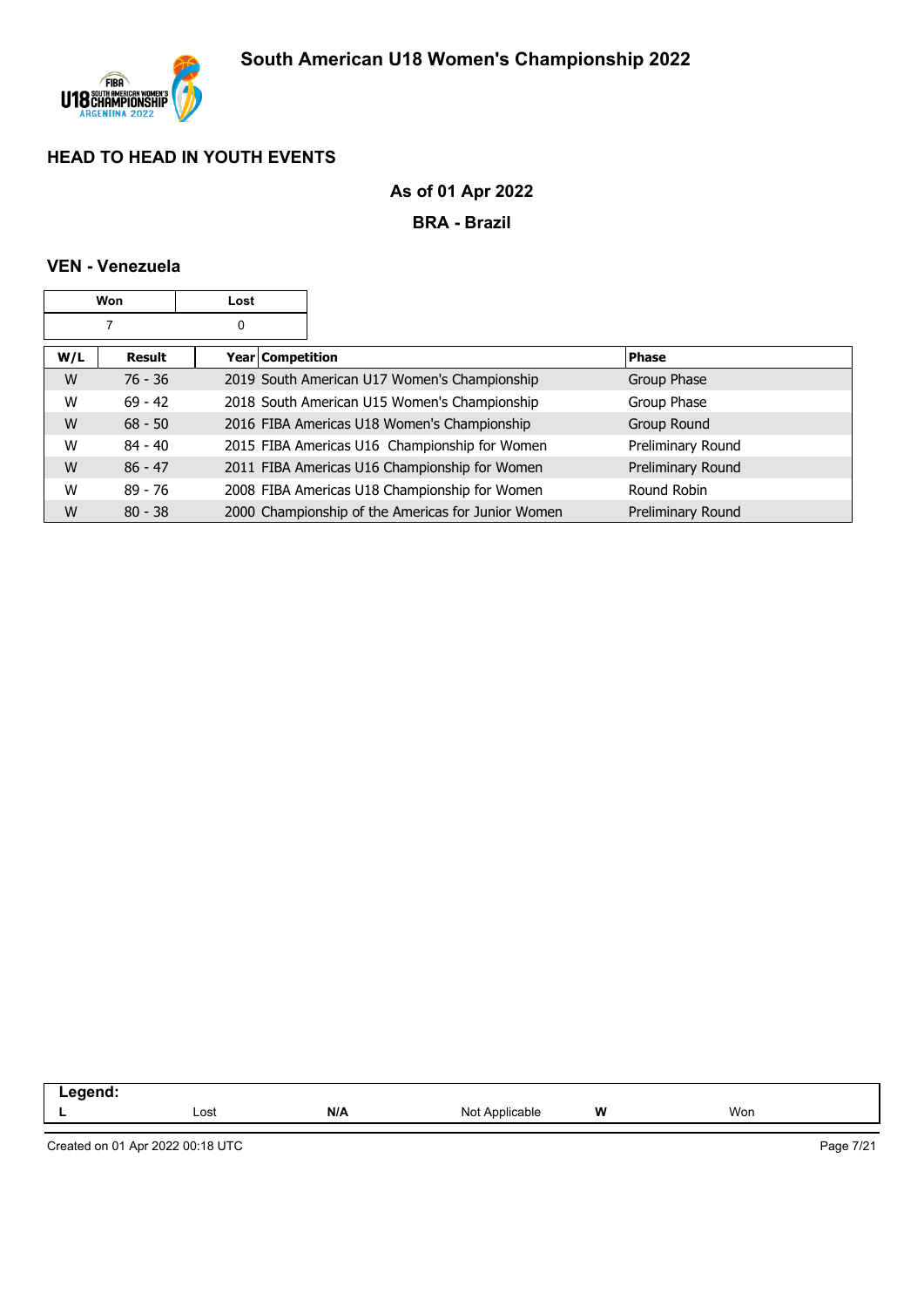# South American U18 Women's Championship 2022

## HEAD TO HEAD IN YOUTH EVENTS

### As of 01 Apr 2022

### BRA - Brazil

### VEN - Venezuela

| Won | Lost |
|---|---|
| 7 | 0 |

| W/L | Result | Year | Competition | Phase |
|---|---|---|---|---|
| W | 76 - 36 | 2019 | South American U17 Women's Championship | Group Phase |
| W | 69 - 42 | 2018 | South American U15 Women's Championship | Group Phase |
| W | 68 - 50 | 2016 | FIBA Americas U18 Women's Championship | Group Round |
| W | 84 - 40 | 2015 | FIBA Americas U16 Championship for Women | Preliminary Round |
| W | 86 - 47 | 2011 | FIBA Americas U16 Championship for Women | Preliminary Round |
| W | 89 - 76 | 2008 | FIBA Americas U18 Championship for Women | Round Robin |
| W | 80 - 38 | 2000 | Championship of the Americas for Junior Women | Preliminary Round |

**Legend:**

| L | Lost | N/A | Not Applicable | W | Won |
|---|---|---|---|---|---|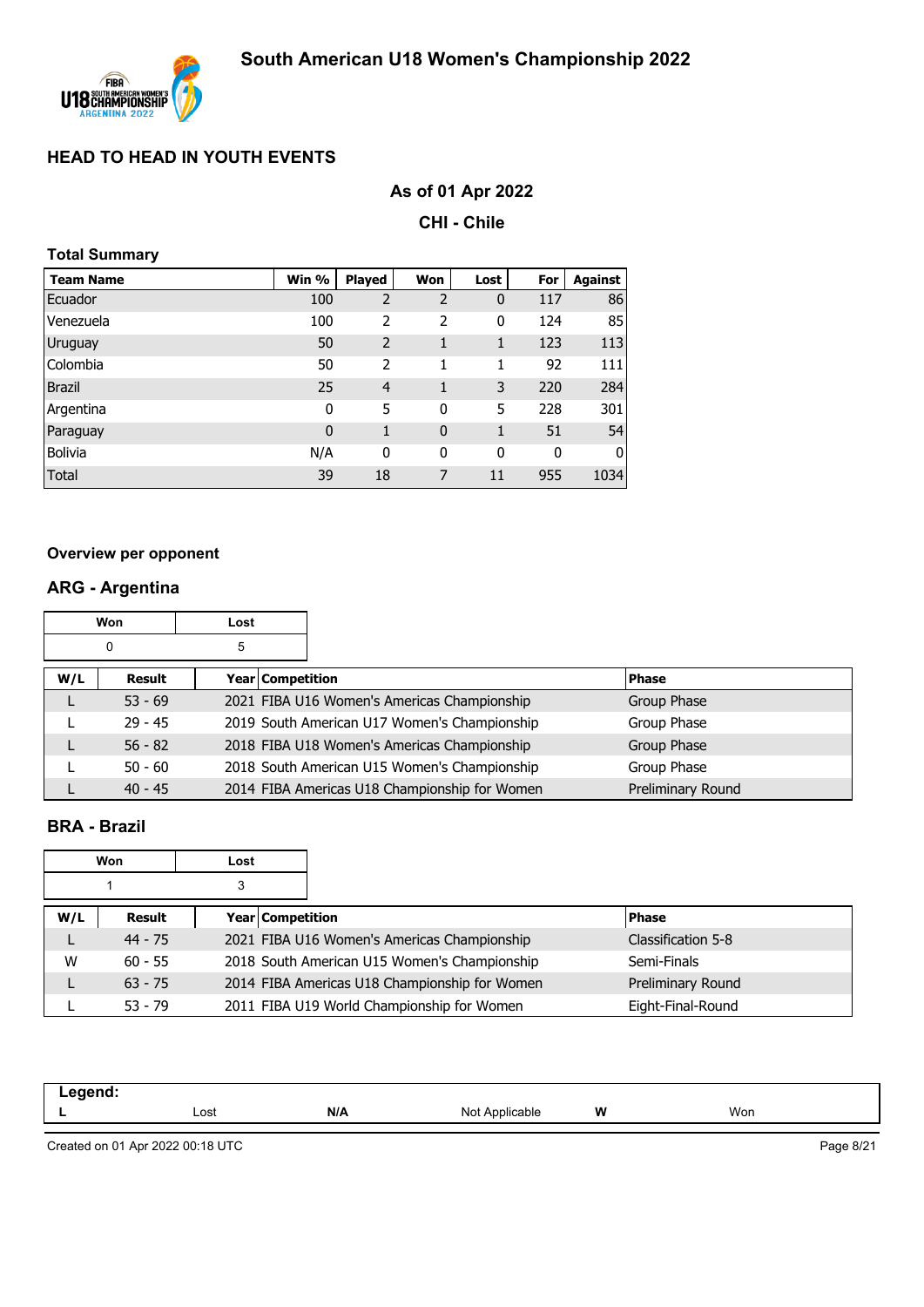# South American U18 Women's Championship 2022

## HEAD TO HEAD IN YOUTH EVENTS

### As of 01 Apr 2022

### CHI - Chile

**Total Summary**

| Team Name | Win % | Played | Won | Lost | For | Against |
|---|---|---|---|---|---|---|
| Ecuador | 100 | 2 | 2 | 0 | 117 | 86 |
| Venezuela | 100 | 2 | 2 | 0 | 124 | 85 |
| Uruguay | 50 | 2 | 1 | 1 | 123 | 113 |
| Colombia | 50 | 2 | 1 | 1 | 92 | 111 |
| Brazil | 25 | 4 | 1 | 3 | 220 | 284 |
| Argentina | 0 | 5 | 0 | 5 | 228 | 301 |
| Paraguay | 0 | 1 | 0 | 1 | 51 | 54 |
| Bolivia | N/A | 0 | 0 | 0 | 0 | 0 |
| Total | 39 | 18 | 7 | 11 | 955 | 1034 |

**Overview per opponent**

## ARG - Argentina

| Won | Lost |
|---|---|
| 0 | 5 |

| W/L | Result | Year | Competition | Phase |
|---|---|---|---|---|
| L | 53 - 69 | 2021 | FIBA U16 Women's Americas Championship | Group Phase |
| L | 29 - 45 | 2019 | South American U17 Women's Championship | Group Phase |
| L | 56 - 82 | 2018 | FIBA U18 Women's Americas Championship | Group Phase |
| L | 50 - 60 | 2018 | South American U15 Women's Championship | Group Phase |
| L | 40 - 45 | 2014 | FIBA Americas U18 Championship for Women | Preliminary Round |

## BRA - Brazil

| Won | Lost |
|---|---|
| 1 | 3 |

| W/L | Result | Year | Competition | Phase |
|---|---|---|---|---|
| L | 44 - 75 | 2021 | FIBA U16 Women's Americas Championship | Classification 5-8 |
| W | 60 - 55 | 2018 | South American U15 Women's Championship | Semi-Finals |
| L | 63 - 75 | 2014 | FIBA Americas U18 Championship for Women | Preliminary Round |
| L | 53 - 79 | 2011 | FIBA U19 World Championship for Women | Eight-Final-Round |

| Legend: | | | | | |
|---|---|---|---|---|---|
| L | Lost | N/A | Not Applicable | W | Won |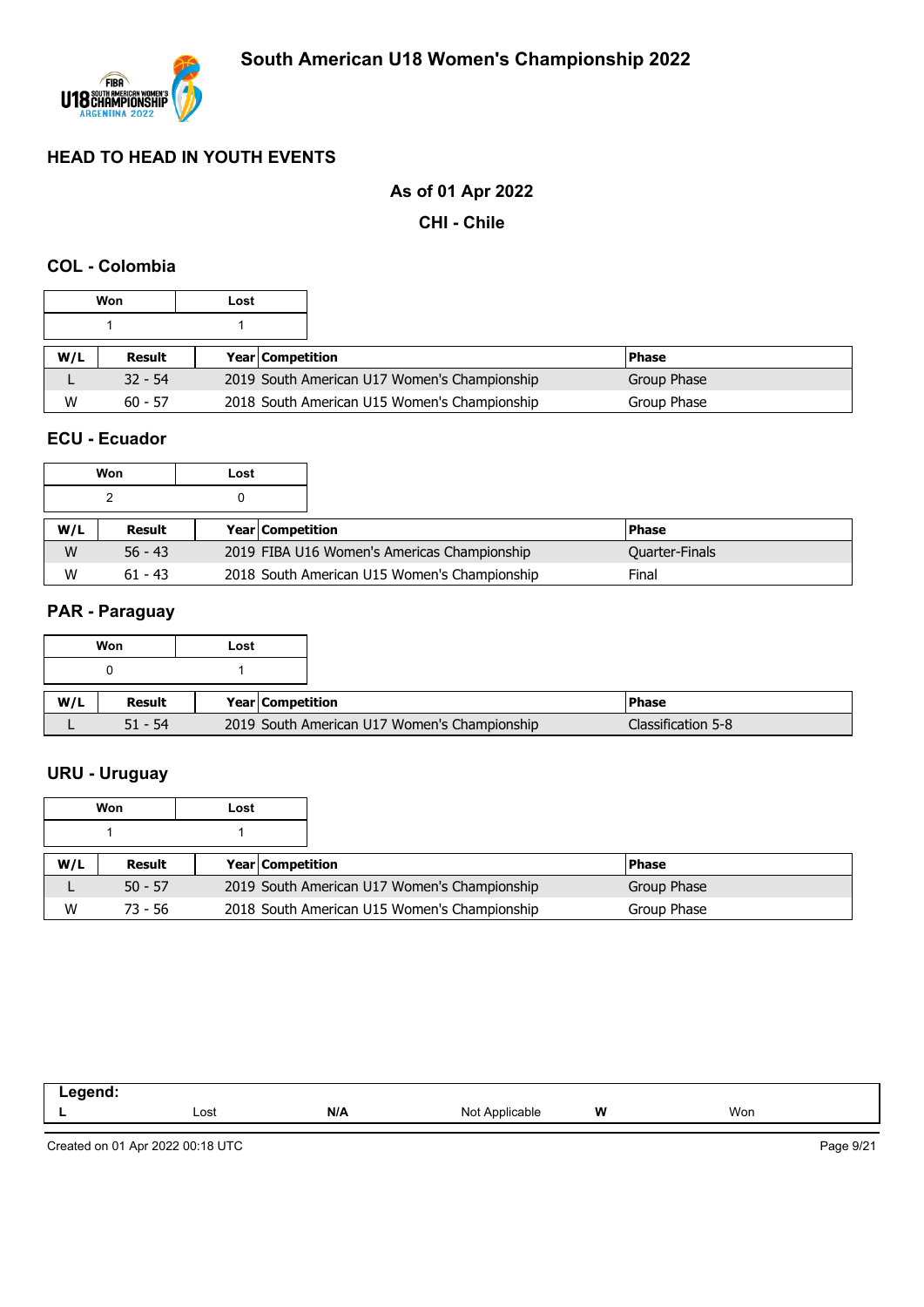# South American U18 Women's Championship 2022

## HEAD TO HEAD IN YOUTH EVENTS

### As of 01 Apr 2022

### CHI - Chile

### COL - Colombia

| Won | Lost |
|---|---|
| 1 | 1 |

| W/L | Result | Year | Competition | Phase |
|---|---|---|---|---|
| L | 32 - 54 | 2019 | South American U17 Women's Championship | Group Phase |
| W | 60 - 57 | 2018 | South American U15 Women's Championship | Group Phase |

### ECU - Ecuador

| Won | Lost |
|---|---|
| 2 | 0 |

| W/L | Result | Year | Competition | Phase |
|---|---|---|---|---|
| W | 56 - 43 | 2019 | FIBA U16 Women's Americas Championship | Quarter-Finals |
| W | 61 - 43 | 2018 | South American U15 Women's Championship | Final |

### PAR - Paraguay

| Won | Lost |
|---|---|
| 0 | 1 |

| W/L | Result | Year | Competition | Phase |
|---|---|---|---|---|
| L | 51 - 54 | 2019 | South American U17 Women's Championship | Classification 5-8 |

### URU - Uruguay

| Won | Lost |
|---|---|
| 1 | 1 |

| W/L | Result | Year | Competition | Phase |
|---|---|---|---|---|
| L | 50 - 57 | 2019 | South American U17 Women's Championship | Group Phase |
| W | 73 - 56 | 2018 | South American U15 Women's Championship | Group Phase |

**Legend:**

| L | Lost | N/A | Not Applicable | W | Won |
|---|---|---|---|---|---|

Created on 01 Apr 2022 00:18 UTC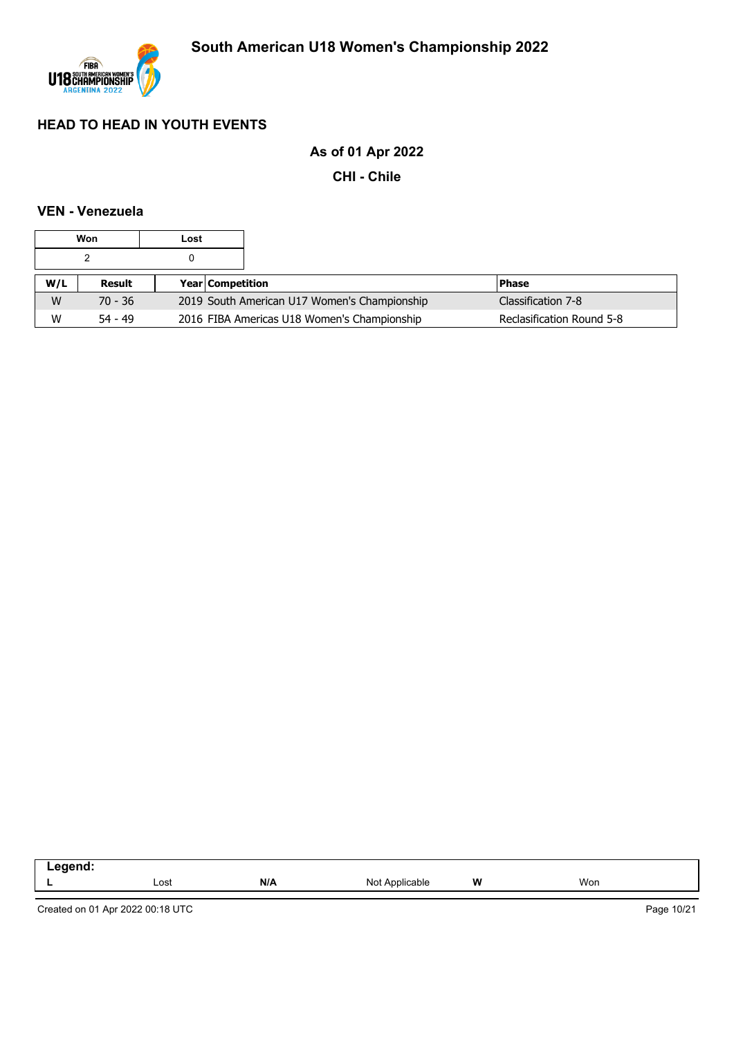# South American U18 Women's Championship 2022

## HEAD TO HEAD IN YOUTH EVENTS

**As of 01 Apr 2022**

**CHI - Chile**

### VEN - Venezuela

| Won | Lost |
|---|---|
| 2 | 0 |

| W/L | Result | Year | Competition | Phase |
|---|---|---|---|---|
| W | 70 - 36 | 2019 | South American U17 Women's Championship | Classification 7-8 |
| W | 54 - 49 | 2016 | FIBA Americas U18 Women's Championship | Reclasification Round 5-8 |

**Legend:**

| | | | | | |
|---|---|---|---|---|---|
| **L** | Lost | **N/A** | Not Applicable | **W** | Won |

Created on 01 Apr 2022 00:18 UTC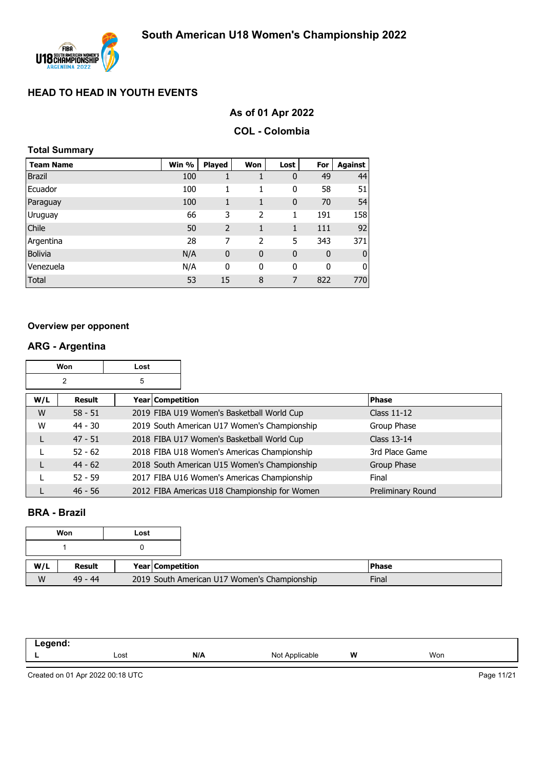# South American U18 Women's Championship 2022

## HEAD TO HEAD IN YOUTH EVENTS

### As of 01 Apr 2022

### COL - Colombia

**Total Summary**

| Team Name | Win % | Played | Won | Lost | For | Against |
|---|---|---|---|---|---|---|
| Brazil | 100 | 1 | 1 | 0 | 49 | 44 |
| Ecuador | 100 | 1 | 1 | 0 | 58 | 51 |
| Paraguay | 100 | 1 | 1 | 0 | 70 | 54 |
| Uruguay | 66 | 3 | 2 | 1 | 191 | 158 |
| Chile | 50 | 2 | 1 | 1 | 111 | 92 |
| Argentina | 28 | 7 | 2 | 5 | 343 | 371 |
| Bolivia | N/A | 0 | 0 | 0 | 0 | 0 |
| Venezuela | N/A | 0 | 0 | 0 | 0 | 0 |
| Total | 53 | 15 | 8 | 7 | 822 | 770 |

**Overview per opponent**

### ARG - Argentina

| Won | Lost |
|---|---|
| 2 | 5 |

| W/L | Result | Year | Competition | Phase |
|---|---|---|---|---|
| W | 58 - 51 | 2019 | FIBA U19 Women's Basketball World Cup | Class 11-12 |
| W | 44 - 30 | 2019 | South American U17 Women's Championship | Group Phase |
| L | 47 - 51 | 2018 | FIBA U17 Women's Basketball World Cup | Class 13-14 |
| L | 52 - 62 | 2018 | FIBA U18 Women's Americas Championship | 3rd Place Game |
| L | 44 - 62 | 2018 | South American U15 Women's Championship | Group Phase |
| L | 52 - 59 | 2017 | FIBA U16 Women's Americas Championship | Final |
| L | 46 - 56 | 2012 | FIBA Americas U18 Championship for Women | Preliminary Round |

### BRA - Brazil

| Won | Lost |
|---|---|
| 1 | 0 |

| W/L | Result | Year | Competition | Phase |
|---|---|---|---|---|
| W | 49 - 44 | 2019 | South American U17 Women's Championship | Final |

| Legend: | | | | | |
|---|---|---|---|---|---|
| L | Lost | N/A | Not Applicable | W | Won |

Created on 01 Apr 2022 00:18 UTC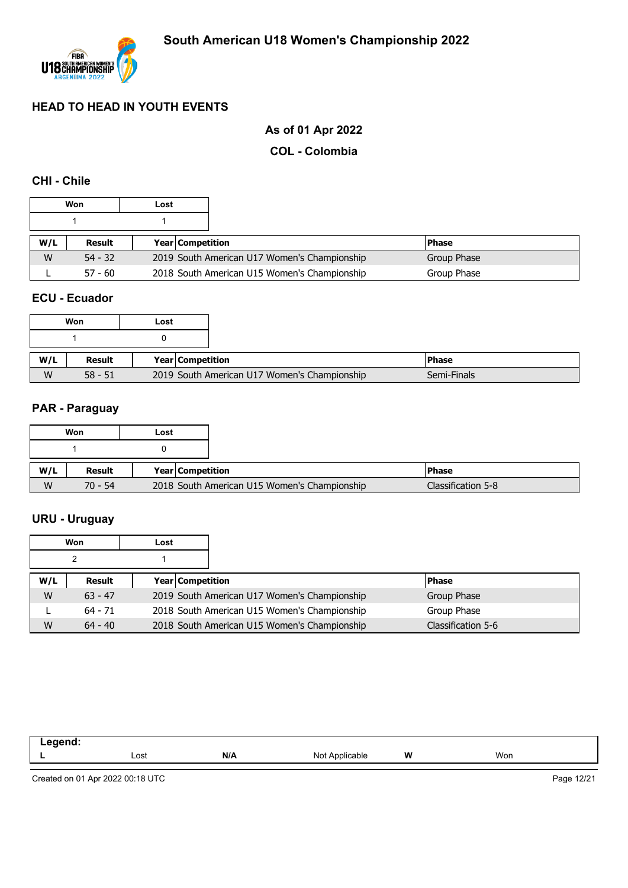# South American U18 Women's Championship 2022

## HEAD TO HEAD IN YOUTH EVENTS

**As of 01 Apr 2022**

**COL - Colombia**

### CHI - Chile

| Won | Lost |
|---|---|
| 1 | 1 |

| W/L | Result | Year | Competition | Phase |
|---|---|---|---|---|
| W | 54 - 32 | 2019 | South American U17 Women's Championship | Group Phase |
| L | 57 - 60 | 2018 | South American U15 Women's Championship | Group Phase |

### ECU - Ecuador

| Won | Lost |
|---|---|
| 1 | 0 |

| W/L | Result | Year | Competition | Phase |
|---|---|---|---|---|
| W | 58 - 51 | 2019 | South American U17 Women's Championship | Semi-Finals |

### PAR - Paraguay

| Won | Lost |
|---|---|
| 1 | 0 |

| W/L | Result | Year | Competition | Phase |
|---|---|---|---|---|
| W | 70 - 54 | 2018 | South American U15 Women's Championship | Classification 5-8 |

### URU - Uruguay

| Won | Lost |
|---|---|
| 2 | 1 |

| W/L | Result | Year | Competition | Phase |
|---|---|---|---|---|
| W | 63 - 47 | 2019 | South American U17 Women's Championship | Group Phase |
| L | 64 - 71 | 2018 | South American U15 Women's Championship | Group Phase |
| W | 64 - 40 | 2018 | South American U15 Women's Championship | Classification 5-6 |

**Legend:**

| L | Lost | N/A | Not Applicable | W | Won |
|---|---|---|---|---|---|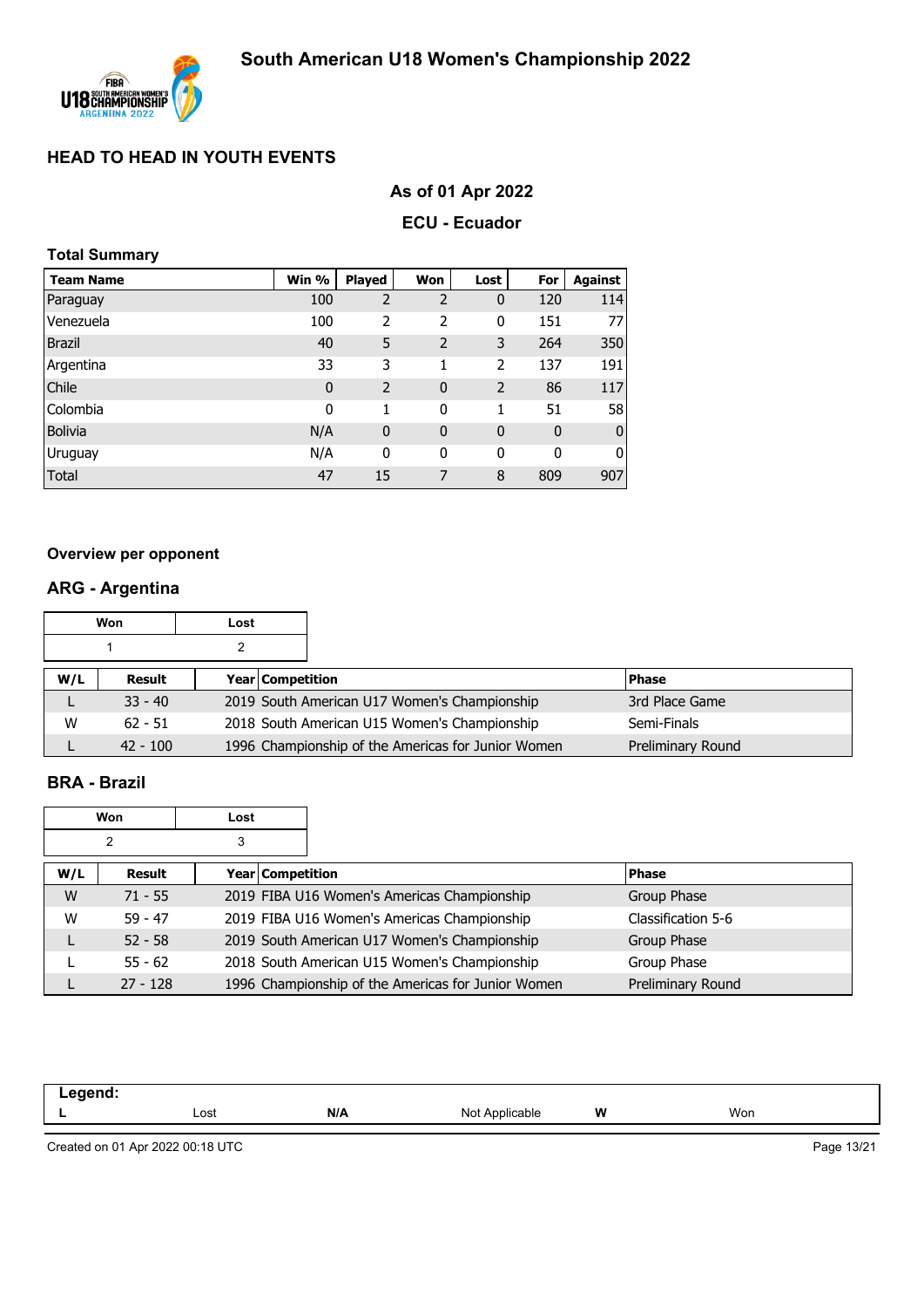# South American U18 Women's Championship 2022

## HEAD TO HEAD IN YOUTH EVENTS

### As of 01 Apr 2022

### ECU - Ecuador

**Total Summary**

| Team Name | Win % | Played | Won | Lost | For | Against |
|---|---|---|---|---|---|---|
| Paraguay | 100 | 2 | 2 | 0 | 120 | 114 |
| Venezuela | 100 | 2 | 2 | 0 | 151 | 77 |
| Brazil | 40 | 5 | 2 | 3 | 264 | 350 |
| Argentina | 33 | 3 | 1 | 2 | 137 | 191 |
| Chile | 0 | 2 | 0 | 2 | 86 | 117 |
| Colombia | 0 | 1 | 0 | 1 | 51 | 58 |
| Bolivia | N/A | 0 | 0 | 0 | 0 | 0 |
| Uruguay | N/A | 0 | 0 | 0 | 0 | 0 |
| Total | 47 | 15 | 7 | 8 | 809 | 907 |

**Overview per opponent**

## ARG - Argentina

| Won | Lost |
|---|---|
| 1 | 2 |

| W/L | Result | Year | Competition | Phase |
|---|---|---|---|---|
| L | 33 - 40 | 2019 | South American U17 Women's Championship | 3rd Place Game |
| W | 62 - 51 | 2018 | South American U15 Women's Championship | Semi-Finals |
| L | 42 - 100 | 1996 | Championship of the Americas for Junior Women | Preliminary Round |

## BRA - Brazil

| Won | Lost |
|---|---|
| 2 | 3 |

| W/L | Result | Year | Competition | Phase |
|---|---|---|---|---|
| W | 71 - 55 | 2019 | FIBA U16 Women's Americas Championship | Group Phase |
| W | 59 - 47 | 2019 | FIBA U16 Women's Americas Championship | Classification 5-6 |
| L | 52 - 58 | 2019 | South American U17 Women's Championship | Group Phase |
| L | 55 - 62 | 2018 | South American U15 Women's Championship | Group Phase |
| L | 27 - 128 | 1996 | Championship of the Americas for Junior Women | Preliminary Round |

**Legend:**

| L | Lost | N/A | Not Applicable | W | Won |
|---|---|---|---|---|---|

Created on 01 Apr 2022 00:18 UTC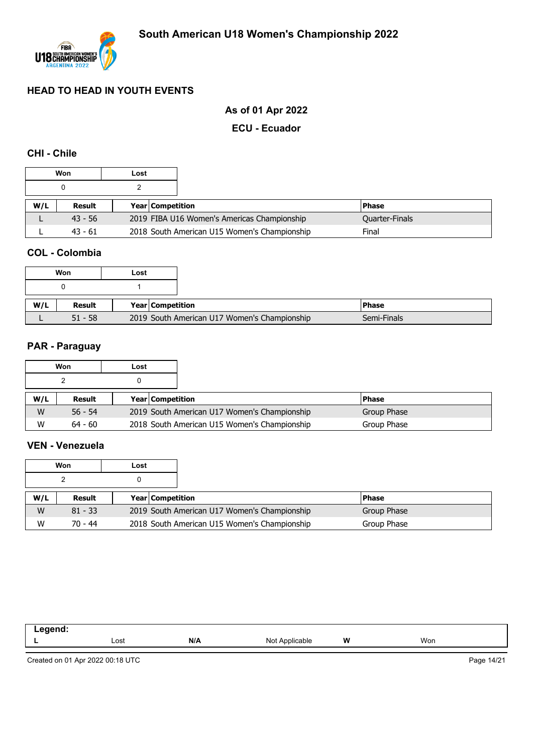## HEAD TO HEAD IN YOUTH EVENTS

### As of 01 Apr 2022

### ECU - Ecuador

### CHI - Chile

| Won | Lost |
|---|---|
| 0 | 2 |

| W/L | Result | Year | Competition | Phase |
|---|---|---|---|---|
| L | 43 - 56 | 2019 | FIBA U16 Women's Americas Championship | Quarter-Finals |
| L | 43 - 61 | 2018 | South American U15 Women's Championship | Final |

### COL - Colombia

| Won | Lost |
|---|---|
| 0 | 1 |

| W/L | Result | Year | Competition | Phase |
|---|---|---|---|---|
| L | 51 - 58 | 2019 | South American U17 Women's Championship | Semi-Finals |

### PAR - Paraguay

| Won | Lost |
|---|---|
| 2 | 0 |

| W/L | Result | Year | Competition | Phase |
|---|---|---|---|---|
| W | 56 - 54 | 2019 | South American U17 Women's Championship | Group Phase |
| W | 64 - 60 | 2018 | South American U15 Women's Championship | Group Phase |

### VEN - Venezuela

| Won | Lost |
|---|---|
| 2 | 0 |

| W/L | Result | Year | Competition | Phase |
|---|---|---|---|---|
| W | 81 - 33 | 2019 | South American U17 Women's Championship | Group Phase |
| W | 70 - 44 | 2018 | South American U15 Women's Championship | Group Phase |

**Legend:**

| L | Lost | N/A | Not Applicable | W | Won |
|---|---|---|---|---|---|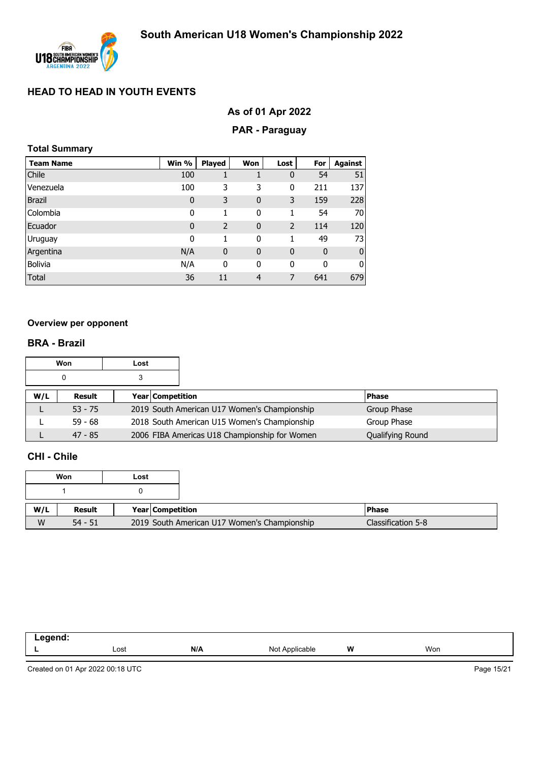# South American U18 Women's Championship 2022

## HEAD TO HEAD IN YOUTH EVENTS

### As of 01 Apr 2022

### PAR - Paraguay

**Total Summary**

| Team Name | Win % | Played | Won | Lost | For | Against |
|---|---|---|---|---|---|---|
| Chile | 100 | 1 | 1 | 0 | 54 | 51 |
| Venezuela | 100 | 3 | 3 | 0 | 211 | 137 |
| Brazil | 0 | 3 | 0 | 3 | 159 | 228 |
| Colombia | 0 | 1 | 0 | 1 | 54 | 70 |
| Ecuador | 0 | 2 | 0 | 2 | 114 | 120 |
| Uruguay | 0 | 1 | 0 | 1 | 49 | 73 |
| Argentina | N/A | 0 | 0 | 0 | 0 | 0 |
| Bolivia | N/A | 0 | 0 | 0 | 0 | 0 |
| Total | 36 | 11 | 4 | 7 | 641 | 679 |

**Overview per opponent**

### BRA - Brazil

| Won | Lost |
|---|---|
| 0 | 3 |

| W/L | Result | Year | Competition | Phase |
|---|---|---|---|---|
| L | 53 - 75 | 2019 | South American U17 Women's Championship | Group Phase |
| L | 59 - 68 | 2018 | South American U15 Women's Championship | Group Phase |
| L | 47 - 85 | 2006 | FIBA Americas U18 Championship for Women | Qualifying Round |

### CHI - Chile

| Won | Lost |
|---|---|
| 1 | 0 |

| W/L | Result | Year | Competition | Phase |
|---|---|---|---|---|
| W | 54 - 51 | 2019 | South American U17 Women's Championship | Classification 5-8 |

| Legend: | | | | | |
|---|---|---|---|---|---|
| **L** | Lost | **N/A** | Not Applicable | **W** | Won |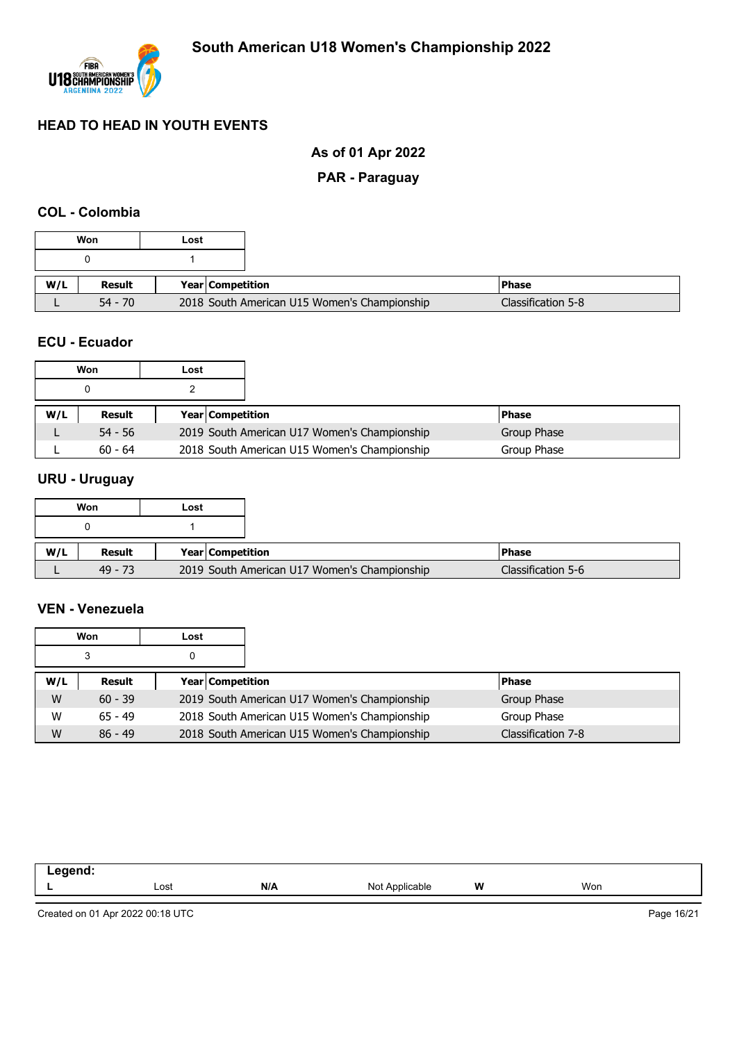# South American U18 Women's Championship 2022

## HEAD TO HEAD IN YOUTH EVENTS

### As of 01 Apr 2022

### PAR - Paraguay

### COL - Colombia

| Won | Lost |
|---|---|
| 0 | 1 |

| W/L | Result | Year | Competition | Phase |
|---|---|---|---|---|
| L | 54 - 70 | 2018 | South American U15 Women's Championship | Classification 5-8 |

### ECU - Ecuador

| Won | Lost |
|---|---|
| 0 | 2 |

| W/L | Result | Year | Competition | Phase |
|---|---|---|---|---|
| L | 54 - 56 | 2019 | South American U17 Women's Championship | Group Phase |
| L | 60 - 64 | 2018 | South American U15 Women's Championship | Group Phase |

### URU - Uruguay

| Won | Lost |
|---|---|
| 0 | 1 |

| W/L | Result | Year | Competition | Phase |
|---|---|---|---|---|
| L | 49 - 73 | 2019 | South American U17 Women's Championship | Classification 5-6 |

### VEN - Venezuela

| Won | Lost |
|---|---|
| 3 | 0 |

| W/L | Result | Year | Competition | Phase |
|---|---|---|---|---|
| W | 60 - 39 | 2019 | South American U17 Women's Championship | Group Phase |
| W | 65 - 49 | 2018 | South American U15 Women's Championship | Group Phase |
| W | 86 - 49 | 2018 | South American U15 Women's Championship | Classification 7-8 |

**Legend:**

| L | Lost | N/A | Not Applicable | W | Won |
|---|---|---|---|---|---|

Created on 01 Apr 2022 00:18 UTC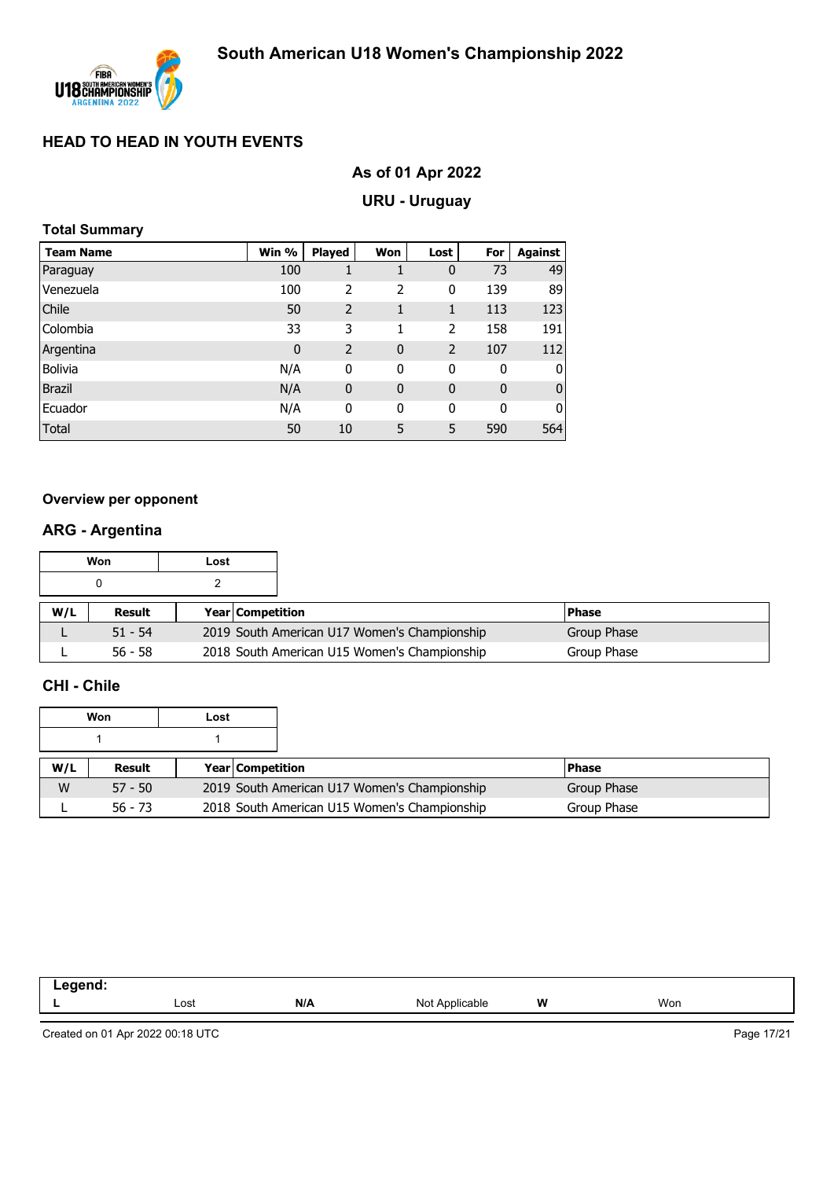# South American U18 Women's Championship 2022

## HEAD TO HEAD IN YOUTH EVENTS

### As of 01 Apr 2022

### URU - Uruguay

**Total Summary**

| Team Name | Win % | Played | Won | Lost | For | Against |
|---|---|---|---|---|---|---|
| Paraguay | 100 | 1 | 1 | 0 | 73 | 49 |
| Venezuela | 100 | 2 | 2 | 0 | 139 | 89 |
| Chile | 50 | 2 | 1 | 1 | 113 | 123 |
| Colombia | 33 | 3 | 1 | 2 | 158 | 191 |
| Argentina | 0 | 2 | 0 | 2 | 107 | 112 |
| Bolivia | N/A | 0 | 0 | 0 | 0 | 0 |
| Brazil | N/A | 0 | 0 | 0 | 0 | 0 |
| Ecuador | N/A | 0 | 0 | 0 | 0 | 0 |
| Total | 50 | 10 | 5 | 5 | 590 | 564 |

**Overview per opponent**

### ARG - Argentina

| Won | Lost |
|---|---|
| 0 | 2 |

| W/L | Result | Year | Competition | Phase |
|---|---|---|---|---|
| L | 51 - 54 | 2019 | South American U17 Women's Championship | Group Phase |
| L | 56 - 58 | 2018 | South American U15 Women's Championship | Group Phase |

### CHI - Chile

| Won | Lost |
|---|---|
| 1 | 1 |

| W/L | Result | Year | Competition | Phase |
|---|---|---|---|---|
| W | 57 - 50 | 2019 | South American U17 Women's Championship | Group Phase |
| L | 56 - 73 | 2018 | South American U15 Women's Championship | Group Phase |

| Legend: | | | | | |
|---|---|---|---|---|---|
| L | Lost | N/A | Not Applicable | W | Won |

Created on 01 Apr 2022 00:18 UTC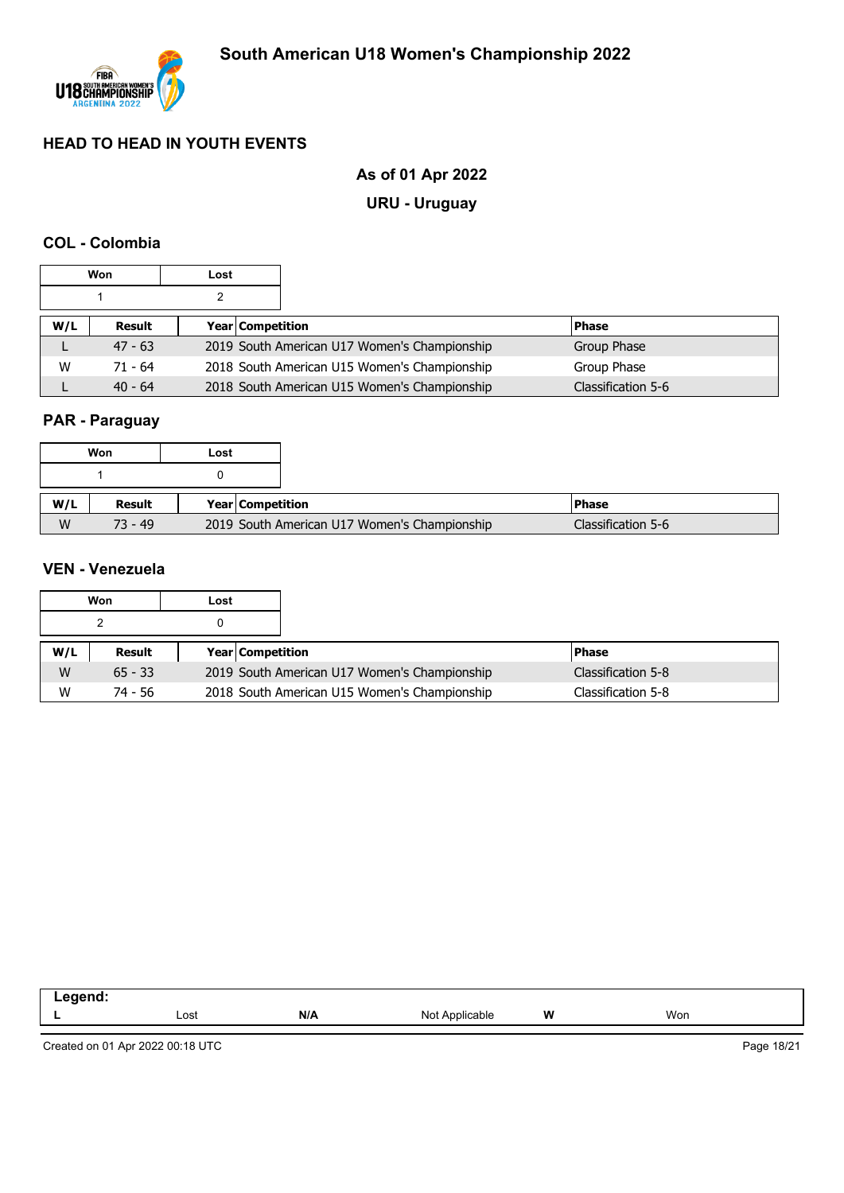## HEAD TO HEAD IN YOUTH EVENTS

**As of 01 Apr 2022**

**URU - Uruguay**

### COL - Colombia

| Won | Lost |
|---|---|
| 1 | 2 |

| W/L | Result | Year | Competition | Phase |
|---|---|---|---|---|
| L | 47 - 63 | 2019 | South American U17 Women's Championship | Group Phase |
| W | 71 - 64 | 2018 | South American U15 Women's Championship | Group Phase |
| L | 40 - 64 | 2018 | South American U15 Women's Championship | Classification 5-6 |

### PAR - Paraguay

| Won | Lost |
|---|---|
| 1 | 0 |

| W/L | Result | Year | Competition | Phase |
|---|---|---|---|---|
| W | 73 - 49 | 2019 | South American U17 Women's Championship | Classification 5-6 |

### VEN - Venezuela

| Won | Lost |
|---|---|
| 2 | 0 |

| W/L | Result | Year | Competition | Phase |
|---|---|---|---|---|
| W | 65 - 33 | 2019 | South American U17 Women's Championship | Classification 5-8 |
| W | 74 - 56 | 2018 | South American U15 Women's Championship | Classification 5-8 |

**Legend:**

| | | | | | |
|---|---|---|---|---|---|
| **L** | Lost | **N/A** | Not Applicable | **W** | Won |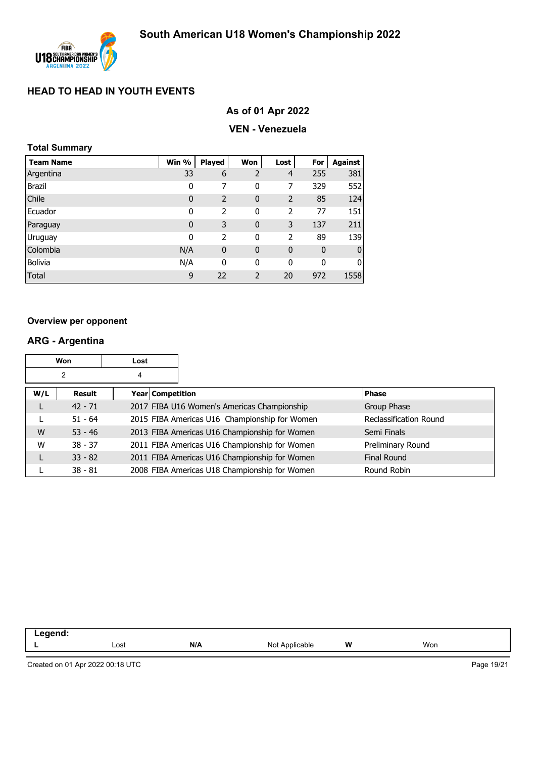# South American U18 Women's Championship 2022

## HEAD TO HEAD IN YOUTH EVENTS

### As of 01 Apr 2022

### VEN - Venezuela

**Total Summary**

| Team Name | Win % | Played | Won | Lost | For | Against |
|---|---|---|---|---|---|---|
| Argentina | 33 | 6 | 2 | 4 | 255 | 381 |
| Brazil | 0 | 7 | 0 | 7 | 329 | 552 |
| Chile | 0 | 2 | 0 | 2 | 85 | 124 |
| Ecuador | 0 | 2 | 0 | 2 | 77 | 151 |
| Paraguay | 0 | 3 | 0 | 3 | 137 | 211 |
| Uruguay | 0 | 2 | 0 | 2 | 89 | 139 |
| Colombia | N/A | 0 | 0 | 0 | 0 | 0 |
| Bolivia | N/A | 0 | 0 | 0 | 0 | 0 |
| Total | 9 | 22 | 2 | 20 | 972 | 1558 |

**Overview per opponent**

### ARG - Argentina

| Won | Lost |
|---|---|
| 2 | 4 |

| W/L | Result | Year | Competition | Phase |
|---|---|---|---|---|
| L | 42 - 71 | 2017 | FIBA U16 Women's Americas Championship | Group Phase |
| L | 51 - 64 | 2015 | FIBA Americas U16 Championship for Women | Reclassification Round |
| W | 53 - 46 | 2013 | FIBA Americas U16 Championship for Women | Semi Finals |
| W | 38 - 37 | 2011 | FIBA Americas U16 Championship for Women | Preliminary Round |
| L | 33 - 82 | 2011 | FIBA Americas U16 Championship for Women | Final Round |
| L | 38 - 81 | 2008 | FIBA Americas U18 Championship for Women | Round Robin |

**Legend:**

| L | Lost | N/A | Not Applicable | W | Won |
|---|---|---|---|---|---|

Created on 01 Apr 2022 00:18 UTC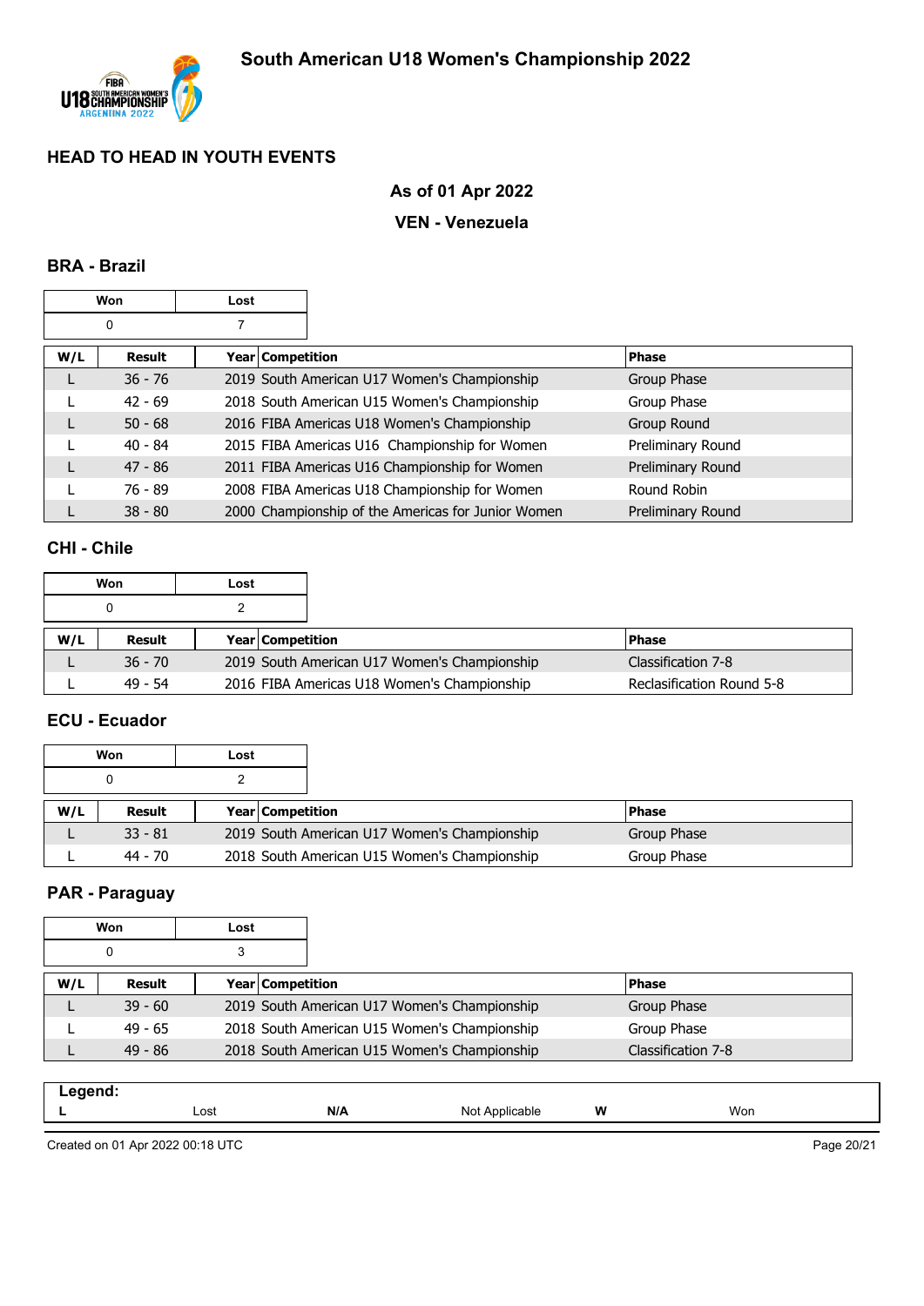# South American U18 Women's Championship 2022

## HEAD TO HEAD IN YOUTH EVENTS

### As of 01 Apr 2022

### VEN - Venezuela

### BRA - Brazil

| Won | Lost |
|---|---|
| 0 | 7 |

| W/L | Result | Year | Competition | Phase |
|---|---|---|---|---|
| L | 36 - 76 | 2019 | South American U17 Women's Championship | Group Phase |
| L | 42 - 69 | 2018 | South American U15 Women's Championship | Group Phase |
| L | 50 - 68 | 2016 | FIBA Americas U18 Women's Championship | Group Round |
| L | 40 - 84 | 2015 | FIBA Americas U16 Championship for Women | Preliminary Round |
| L | 47 - 86 | 2011 | FIBA Americas U16 Championship for Women | Preliminary Round |
| L | 76 - 89 | 2008 | FIBA Americas U18 Championship for Women | Round Robin |
| L | 38 - 80 | 2000 | Championship of the Americas for Junior Women | Preliminary Round |

### CHI - Chile

| Won | Lost |
|---|---|
| 0 | 2 |

| W/L | Result | Year | Competition | Phase |
|---|---|---|---|---|
| L | 36 - 70 | 2019 | South American U17 Women's Championship | Classification 7-8 |
| L | 49 - 54 | 2016 | FIBA Americas U18 Women's Championship | Reclasification Round 5-8 |

### ECU - Ecuador

| Won | Lost |
|---|---|
| 0 | 2 |

| W/L | Result | Year | Competition | Phase |
|---|---|---|---|---|
| L | 33 - 81 | 2019 | South American U17 Women's Championship | Group Phase |
| L | 44 - 70 | 2018 | South American U15 Women's Championship | Group Phase |

### PAR - Paraguay

| Won | Lost |
|---|---|
| 0 | 3 |

| W/L | Result | Year | Competition | Phase |
|---|---|---|---|---|
| L | 39 - 60 | 2019 | South American U17 Women's Championship | Group Phase |
| L | 49 - 65 | 2018 | South American U15 Women's Championship | Group Phase |
| L | 49 - 86 | 2018 | South American U15 Women's Championship | Classification 7-8 |

**Legend:**

| L | Lost | N/A | Not Applicable | W | Won |
|---|---|---|---|---|---|

Created on 01 Apr 2022 00:18 UTC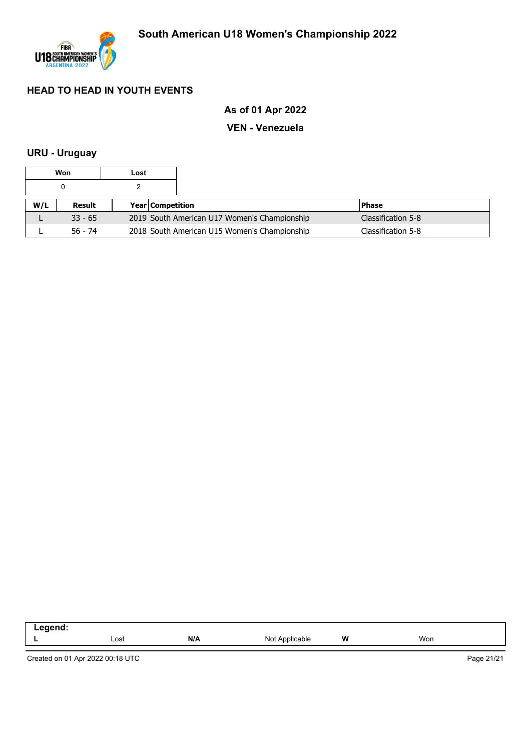## HEAD TO HEAD IN YOUTH EVENTS

### As of 01 Apr 2022

### VEN - Venezuela

### URU - Uruguay

| Won | Lost |
|---|---|
| 0 | 2 |

| W/L | Result | Year | Competition | Phase |
|---|---|---|---|---|
| L | 33 - 65 | 2019 | South American U17 Women's Championship | Classification 5-8 |
| L | 56 - 74 | 2018 | South American U15 Women's Championship | Classification 5-8 |

**Legend:**

| | | | | | |
|---|---|---|---|---|---|
| **L** | Lost | **N/A** | Not Applicable | **W** | Won |